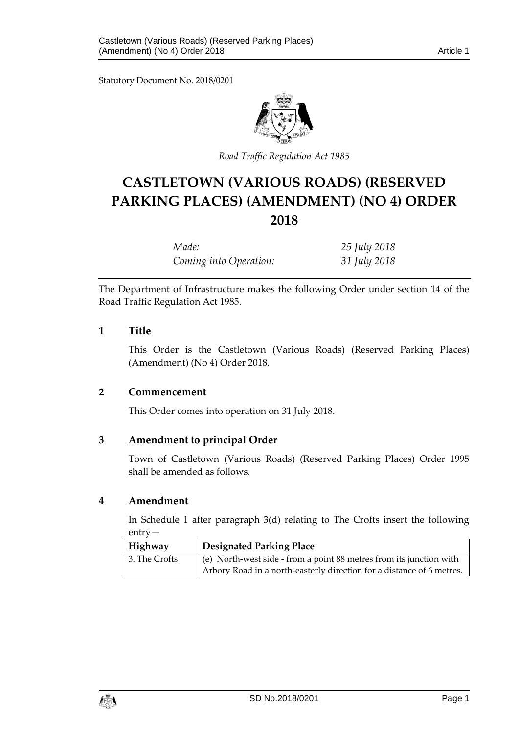Statutory Document No. 2018/0201

*Road Traffic Regulation Act 1985*

# CASTLETOWN (VARIOUS ROADS) (RESERVED PARKING PLACES) (AMENDMENT) (NO 4) ORDER 2018

| | |
|---|---|
| *Made:* | *25 July 2018* |
| *Coming into Operation:* | *31 July 2018* |

The Department of Infrastructure makes the following Order under section 14 of the Road Traffic Regulation Act 1985.

## 1 Title

This Order is the Castletown (Various Roads) (Reserved Parking Places) (Amendment) (No 4) Order 2018.

## 2 Commencement

This Order comes into operation on 31 July 2018.

## 3 Amendment to principal Order

Town of Castletown (Various Roads) (Reserved Parking Places) Order 1995 shall be amended as follows.

## 4 Amendment

In Schedule 1 after paragraph 3(d) relating to The Crofts insert the following entry—

| Highway | Designated Parking Place |
|---|---|
| 3. The Crofts | (e) North-west side - from a point 88 metres from its junction with Arbory Road in a north-easterly direction for a distance of 6 metres. |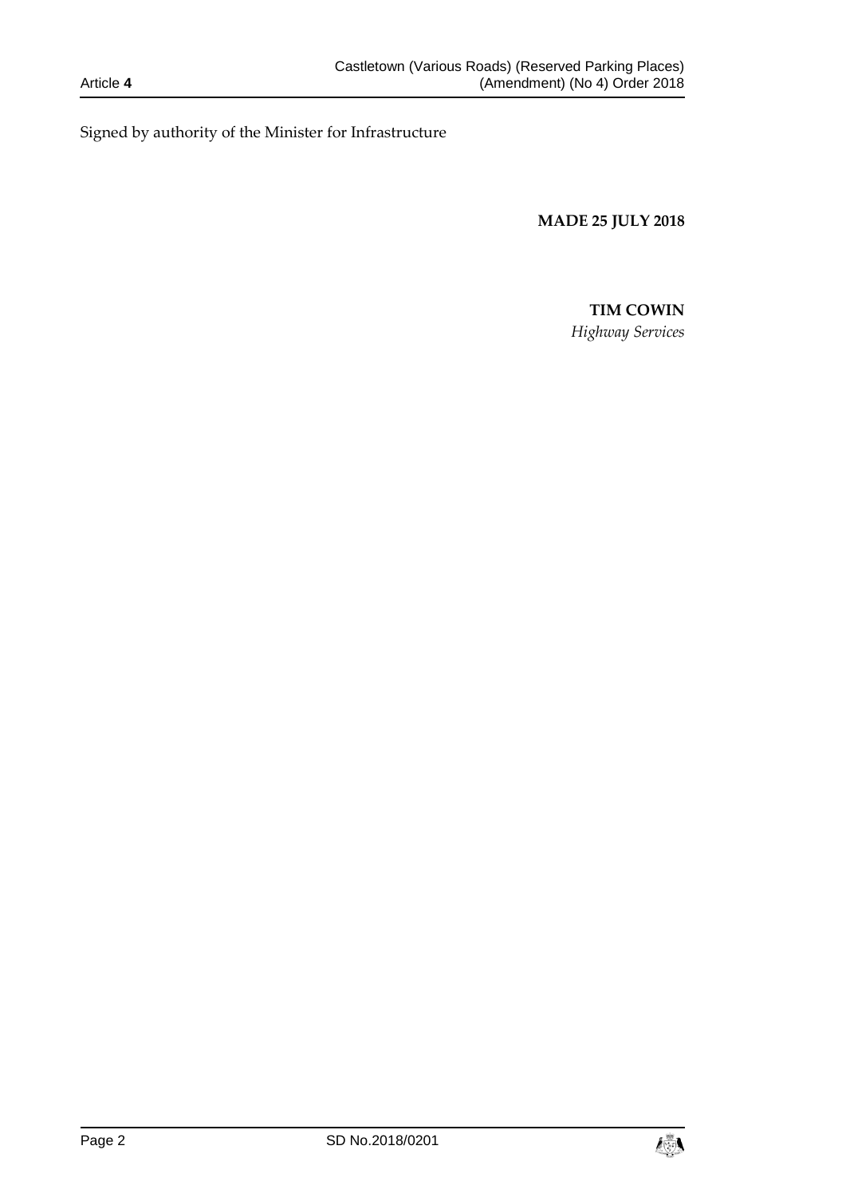Signed by authority of the Minister for Infrastructure

**MADE 25 JULY 2018**

**TIM COWIN**

*Highway Services*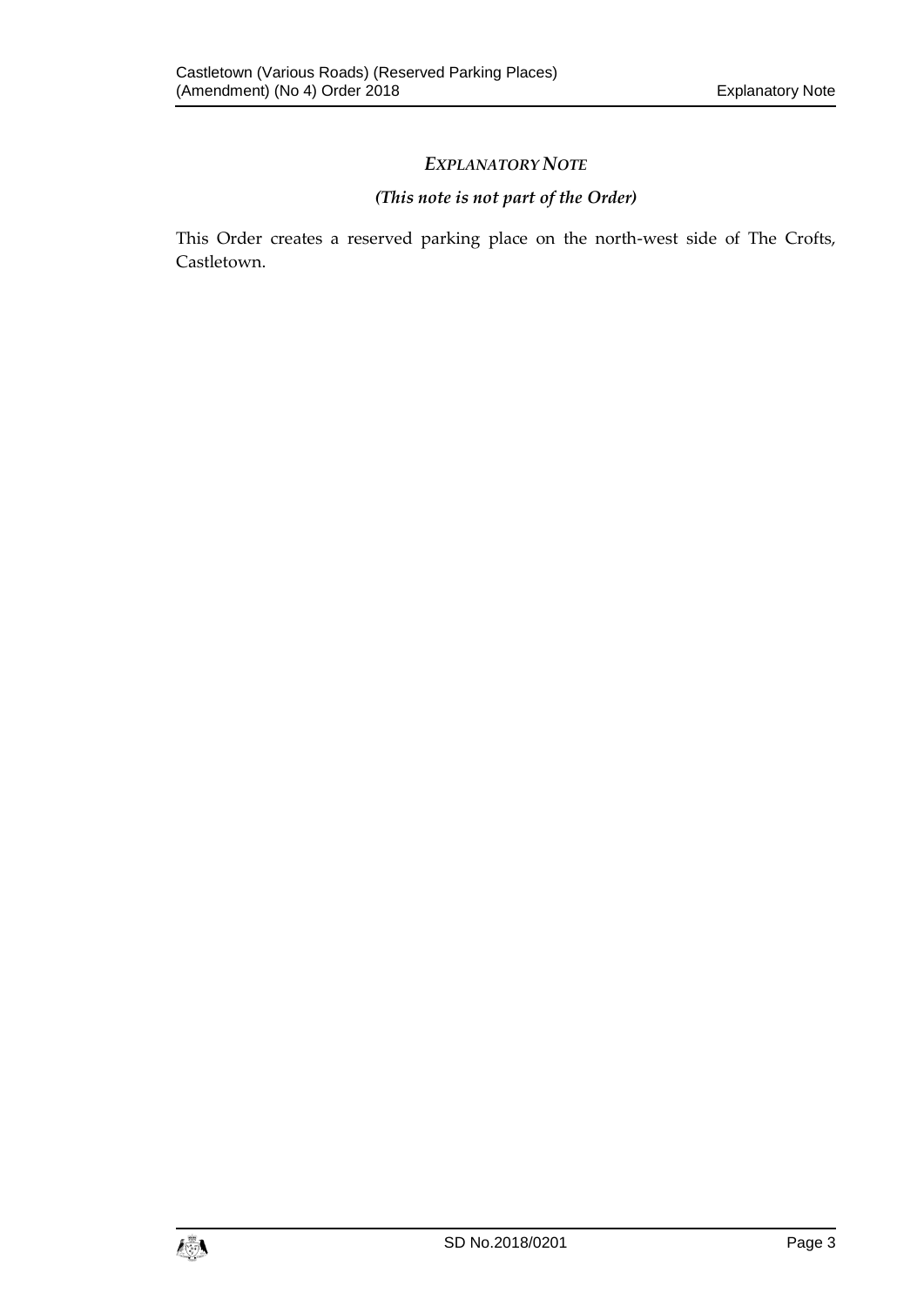## *EXPLANATORY NOTE*

***(This note is not part of the Order)***

This Order creates a reserved parking place on the north-west side of The Crofts, Castletown.